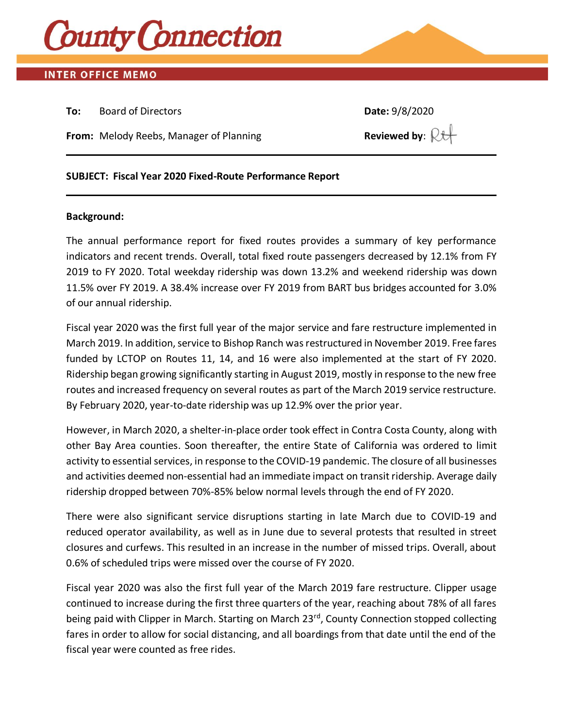# County Connection

**INTER OFFICE MEMO**

**To:** Board of Directors

**From:** Melody Reebs, Manager of Planning

**Date:** 9/8/2020

**Reviewed by:** RH

---

**SUBJECT: Fiscal Year 2020 Fixed-Route Performance Report**

---

**Background:**

The annual performance report for fixed routes provides a summary of key performance indicators and recent trends. Overall, total fixed route passengers decreased by 12.1% from FY 2019 to FY 2020. Total weekday ridership was down 13.2% and weekend ridership was down 11.5% over FY 2019. A 38.4% increase over FY 2019 from BART bus bridges accounted for 3.0% of our annual ridership.

Fiscal year 2020 was the first full year of the major service and fare restructure implemented in March 2019. In addition, service to Bishop Ranch was restructured in November 2019. Free fares funded by LCTOP on Routes 11, 14, and 16 were also implemented at the start of FY 2020. Ridership began growing significantly starting in August 2019, mostly in response to the new free routes and increased frequency on several routes as part of the March 2019 service restructure. By February 2020, year-to-date ridership was up 12.9% over the prior year.

However, in March 2020, a shelter-in-place order took effect in Contra Costa County, along with other Bay Area counties. Soon thereafter, the entire State of California was ordered to limit activity to essential services, in response to the COVID-19 pandemic. The closure of all businesses and activities deemed non-essential had an immediate impact on transit ridership. Average daily ridership dropped between 70%-85% below normal levels through the end of FY 2020.

There were also significant service disruptions starting in late March due to COVID-19 and reduced operator availability, as well as in June due to several protests that resulted in street closures and curfews. This resulted in an increase in the number of missed trips. Overall, about 0.6% of scheduled trips were missed over the course of FY 2020.

Fiscal year 2020 was also the first full year of the March 2019 fare restructure. Clipper usage continued to increase during the first three quarters of the year, reaching about 78% of all fares being paid with Clipper in March. Starting on March 23rd, County Connection stopped collecting fares in order to allow for social distancing, and all boardings from that date until the end of the fiscal year were counted as free rides.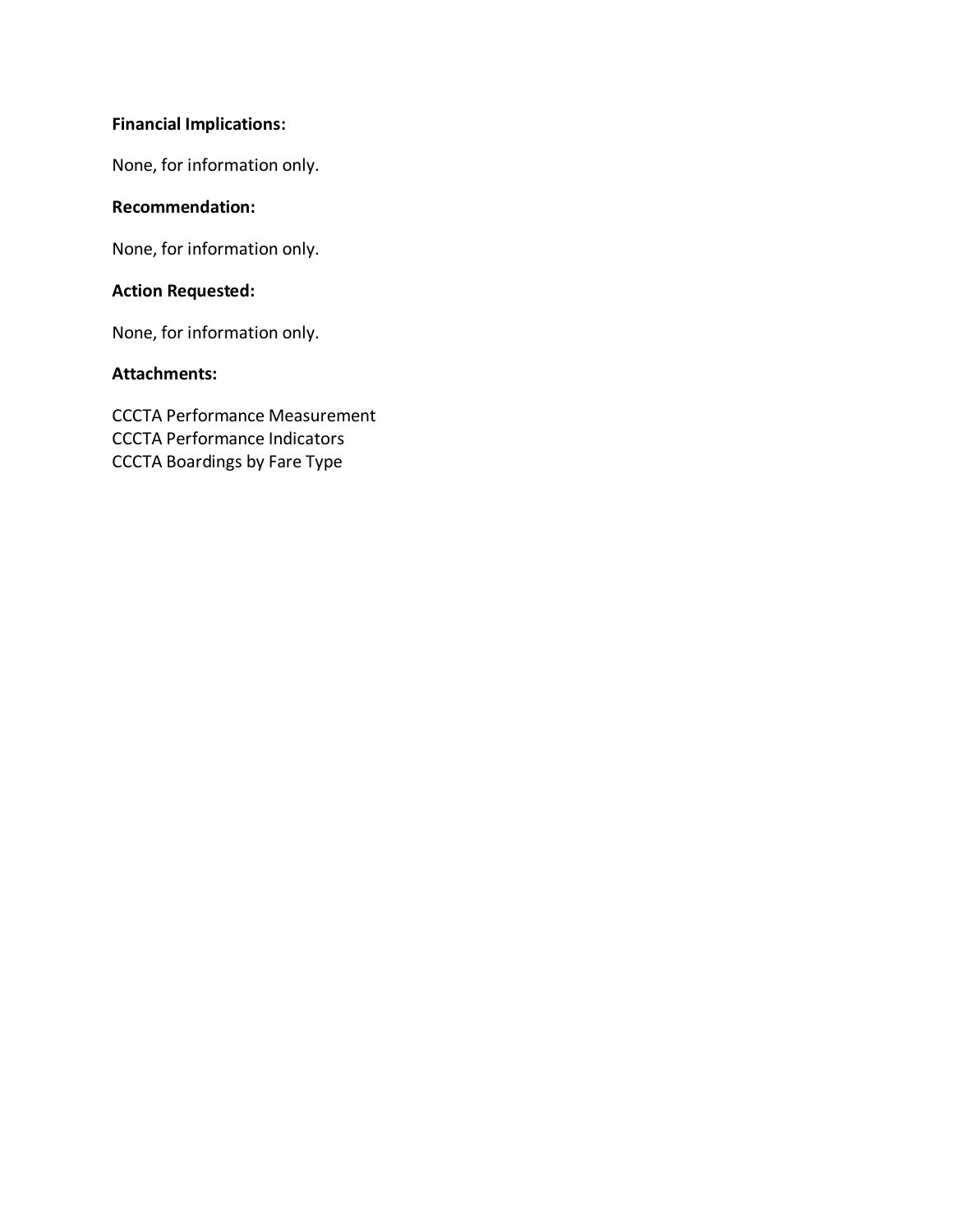**Financial Implications:**

None, for information only.

**Recommendation:**

None, for information only.

**Action Requested:**

None, for information only.

**Attachments:**

CCCTA Performance Measurement
CCCTA Performance Indicators
CCCTA Boardings by Fare Type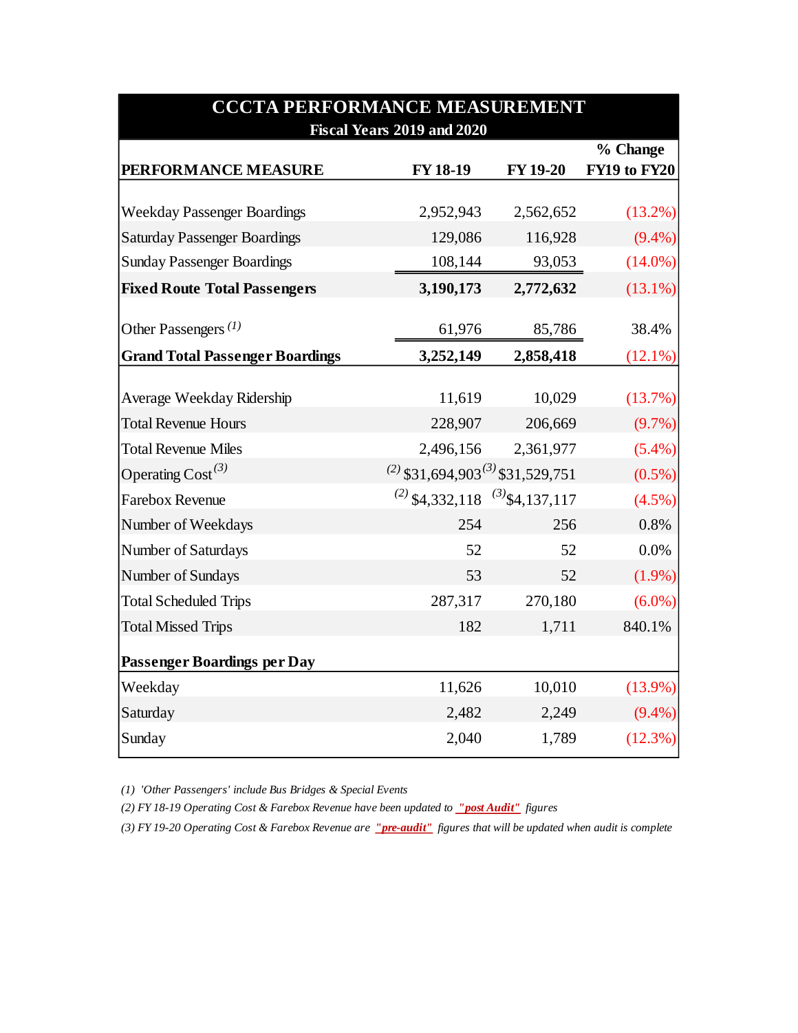# CCCTA PERFORMANCE MEASUREMENT

## Fiscal Years 2019 and 2020

| PERFORMANCE MEASURE | FY 18-19 | FY 19-20 | % Change FY19 to FY20 |
|---|---|---|---|
| Weekday Passenger Boardings | 2,952,943 | 2,562,652 | (13.2%) |
| Saturday Passenger Boardings | 129,086 | 116,928 | (9.4%) |
| Sunday Passenger Boardings | 108,144 | 93,053 | (14.0%) |
| **Fixed Route Total Passengers** | **3,190,173** | **2,772,632** | (13.1%) |
| Other Passengers [1] | 61,976 | 85,786 | 38.4% |
| **Grand Total Passenger Boardings** | **3,252,149** | **2,858,418** | (12.1%) |
| Average Weekday Ridership | 11,619 | 10,029 | (13.7%) |
| Total Revenue Hours | 228,907 | 206,669 | (9.7%) |
| Total Revenue Miles | 2,496,156 | 2,361,977 | (5.4%) |
| Operating Cost [3] | [2] $31,694,903 | [3] $31,529,751 | (0.5%) |
| Farebox Revenue | [2] $4,332,118 | [3] $4,137,117 | (4.5%) |
| Number of Weekdays | 254 | 256 | 0.8% |
| Number of Saturdays | 52 | 52 | 0.0% |
| Number of Sundays | 53 | 52 | (1.9%) |
| Total Scheduled Trips | 287,317 | 270,180 | (6.0%) |
| Total Missed Trips | 182 | 1,711 | 840.1% |
| **Passenger Boardings per Day** | | | |
| Weekday | 11,626 | 10,010 | (13.9%) |
| Saturday | 2,482 | 2,249 | (9.4%) |
| Sunday | 2,040 | 1,789 | (12.3%) |

*(1) 'Other Passengers' include Bus Bridges & Special Events*

*(2) FY 18-19 Operating Cost & Farebox Revenue have been updated to "**post Audit**" figures*

*(3) FY 19-20 Operating Cost & Farebox Revenue are "**pre-audit**" figures that will be updated when audit is complete*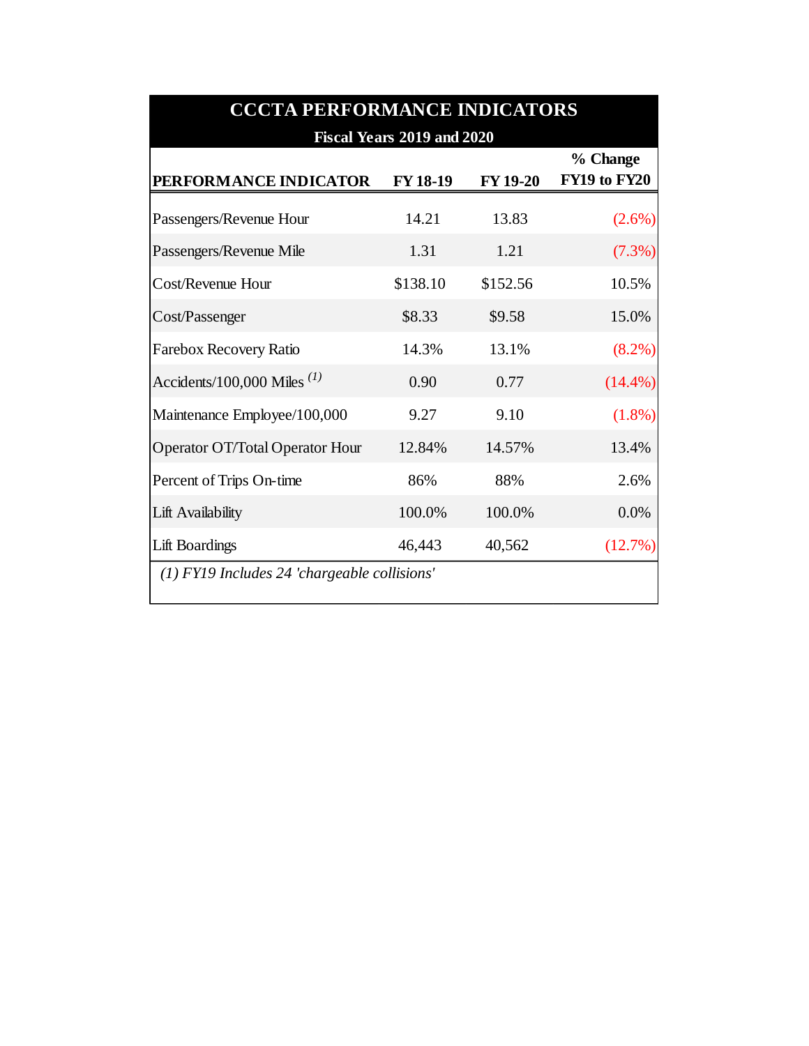# CCCTA PERFORMANCE INDICATORS

## Fiscal Years 2019 and 2020

| PERFORMANCE INDICATOR | FY 18-19 | FY 19-20 | % Change FY19 to FY20 |
|---|---|---|---|
| Passengers/Revenue Hour | 14.21 | 13.83 | (2.6%) |
| Passengers/Revenue Mile | 1.31 | 1.21 | (7.3%) |
| Cost/Revenue Hour | $138.10 | $152.56 | 10.5% |
| Cost/Passenger | $8.33 | $9.58 | 15.0% |
| Farebox Recovery Ratio | 14.3% | 13.1% | (8.2%) |
| Accidents/100,000 Miles (1) | 0.90 | 0.77 | (14.4%) |
| Maintenance Employee/100,000 | 9.27 | 9.10 | (1.8%) |
| Operator OT/Total Operator Hour | 12.84% | 14.57% | 13.4% |
| Percent of Trips On-time | 86% | 88% | 2.6% |
| Lift Availability | 100.0% | 100.0% | 0.0% |
| Lift Boardings | 46,443 | 40,562 | (12.7%) |

*(1) FY19 Includes 24 'chargeable collisions'*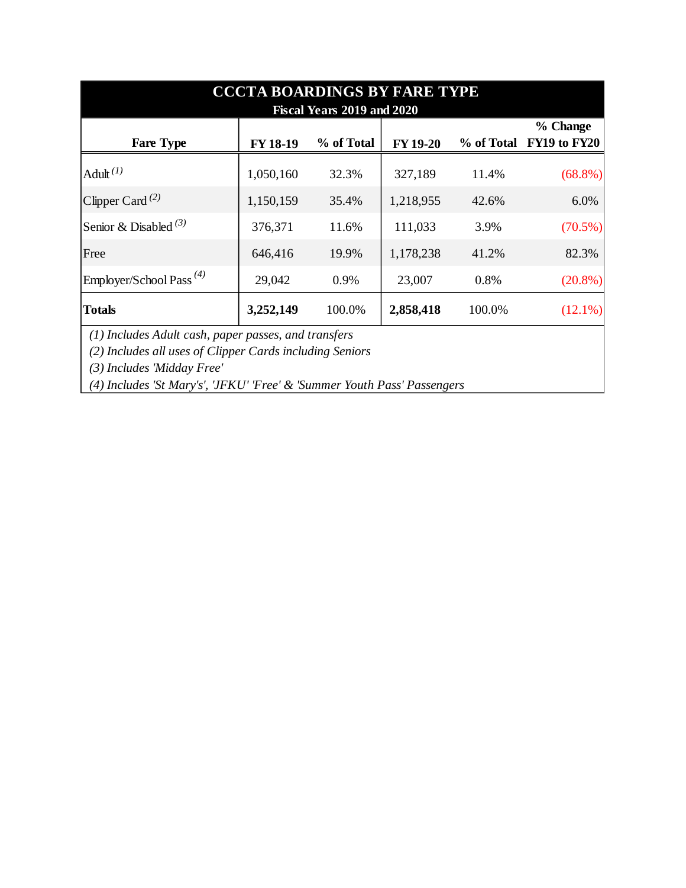# CCCTA BOARDINGS BY FARE TYPE

## Fiscal Years 2019 and 2020

| Fare Type | FY 18-19 | % of Total | FY 19-20 | % of Total | % Change FY19 to FY20 |
|---|---|---|---|---|---|
| Adult [(1)] | 1,050,160 | 32.3% | 327,189 | 11.4% | (68.8%) |
| Clipper Card [(2)] | 1,150,159 | 35.4% | 1,218,955 | 42.6% | 6.0% |
| Senior & Disabled [(3)] | 376,371 | 11.6% | 111,033 | 3.9% | (70.5%) |
| Free | 646,416 | 19.9% | 1,178,238 | 41.2% | 82.3% |
| Employer/School Pass [(4)] | 29,042 | 0.9% | 23,007 | 0.8% | (20.8%) |
| **Totals** | **3,252,149** | 100.0% | **2,858,418** | 100.0% | (12.1%) |

*(1) Includes Adult cash, paper passes, and transfers*

*(2) Includes all uses of Clipper Cards including Seniors*

*(3) Includes 'Midday Free'*

*(4) Includes 'St Mary's', 'JFKU' 'Free' & 'Summer Youth Pass' Passengers*